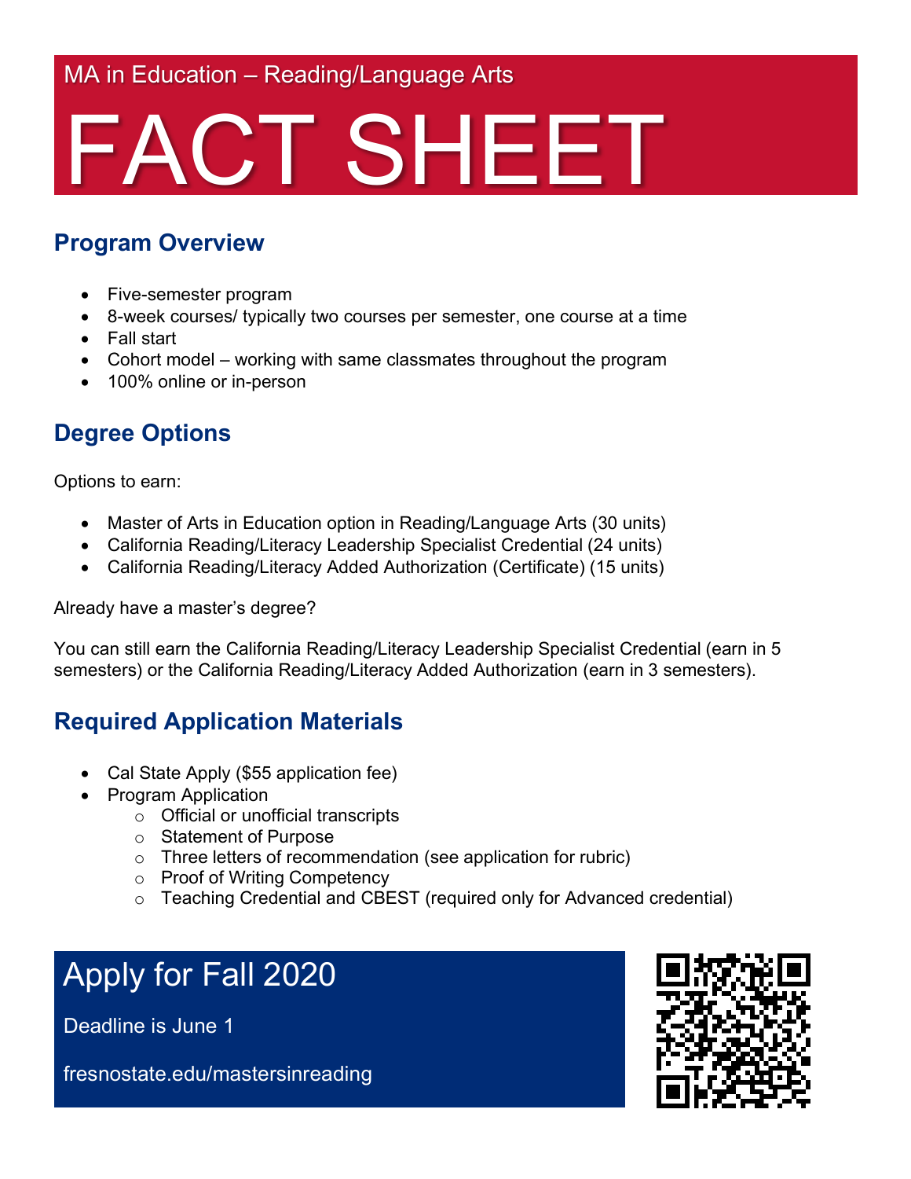MA in Education – Reading/Language Arts

# FACT SHEET

## Program Overview

- Five-semester program
- 8-week courses/ typically two courses per semester, one course at a time
- Fall start
- Cohort model – working with same classmates throughout the program
- 100% online or in-person

## Degree Options

Options to earn:

- Master of Arts in Education option in Reading/Language Arts (30 units)
- California Reading/Literacy Leadership Specialist Credential (24 units)
- California Reading/Literacy Added Authorization (Certificate) (15 units)

Already have a master's degree?

You can still earn the California Reading/Literacy Leadership Specialist Credential (earn in 5 semesters) or the California Reading/Literacy Added Authorization (earn in 3 semesters).

## Required Application Materials

- Cal State Apply ($55 application fee)
- Program Application
  - Official or unofficial transcripts
  - Statement of Purpose
  - Three letters of recommendation (see application for rubric)
  - Proof of Writing Competency
  - Teaching Credential and CBEST (required only for Advanced credential)

## Apply for Fall 2020

Deadline is June 1

fresnostate.edu/mastersinreading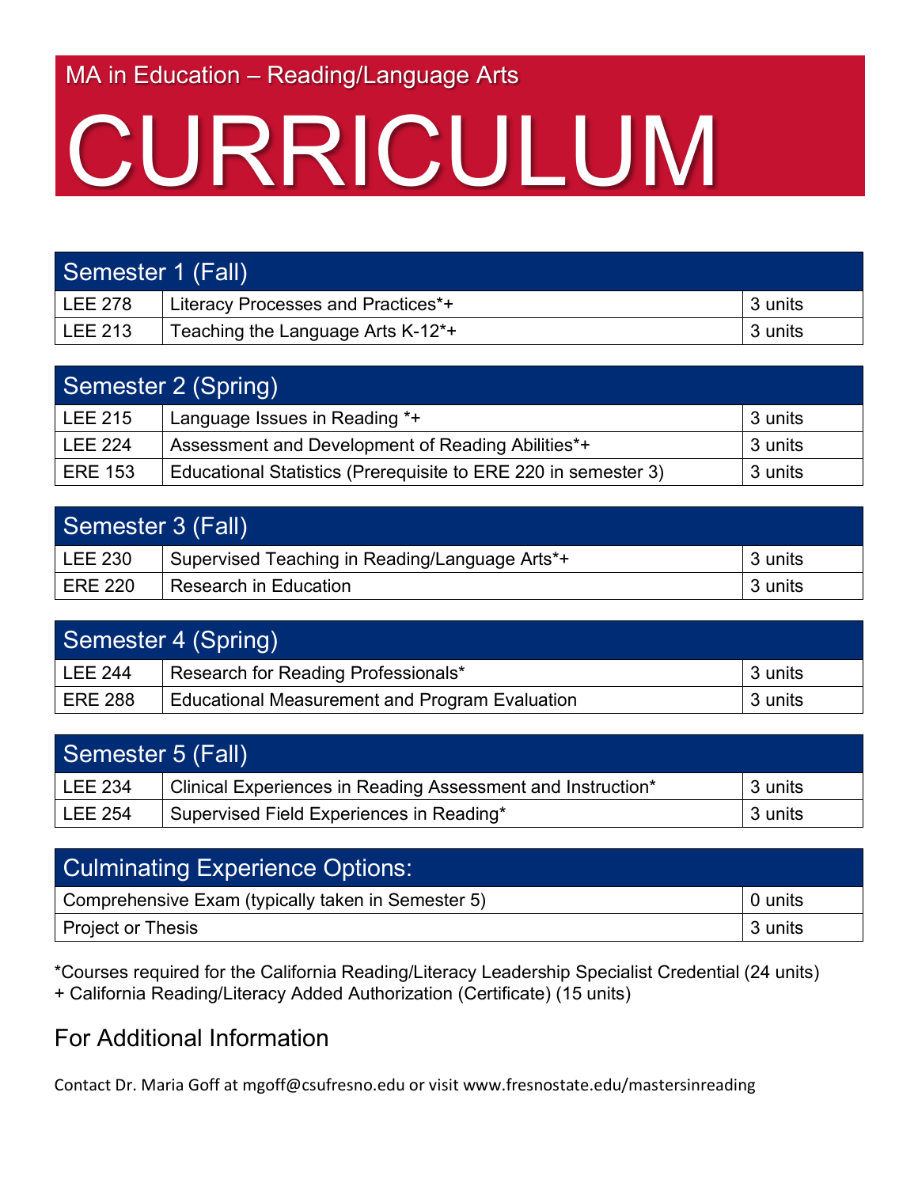MA in Education – Reading/Language Arts

# CURRICULUM

| Semester 1 (Fall) | | |
|---|---|---|
| LEE 278 | Literacy Processes and Practices*+ | 3 units |
| LEE 213 | Teaching the Language Arts K-12*+ | 3 units |

| Semester 2 (Spring) | | |
|---|---|---|
| LEE 215 | Language Issues in Reading *+ | 3 units |
| LEE 224 | Assessment and Development of Reading Abilities*+ | 3 units |
| ERE 153 | Educational Statistics (Prerequisite to ERE 220 in semester 3) | 3 units |

| Semester 3 (Fall) | | |
|---|---|---|
| LEE 230 | Supervised Teaching in Reading/Language Arts*+ | 3 units |
| ERE 220 | Research in Education | 3 units |

| Semester 4 (Spring) | | |
|---|---|---|
| LEE 244 | Research for Reading Professionals* | 3 units |
| ERE 288 | Educational Measurement and Program Evaluation | 3 units |

| Semester 5 (Fall) | | |
|---|---|---|
| LEE 234 | Clinical Experiences in Reading Assessment and Instruction* | 3 units |
| LEE 254 | Supervised Field Experiences in Reading* | 3 units |

| Culminating Experience Options: | |
|---|---|
| Comprehensive Exam (typically taken in Semester 5) | 0 units |
| Project or Thesis | 3 units |

*Courses required for the California Reading/Literacy Leadership Specialist Credential (24 units)
+ California Reading/Literacy Added Authorization (Certificate) (15 units)

## For Additional Information

Contact Dr. Maria Goff at mgoff@csufresno.edu or visit www.fresnostate.edu/mastersinreading